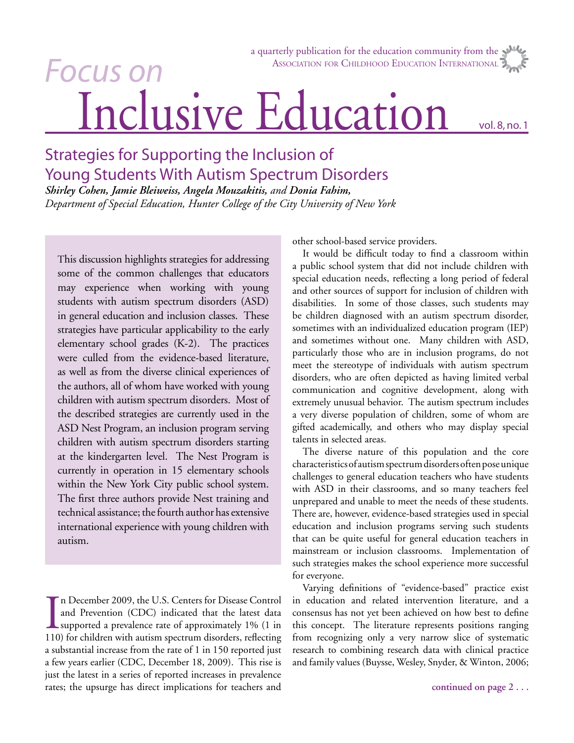# Focus on Inclusive Education

a quarterly publication for the education community from the Association for Childhood Education International

vol. 8, no. 1

## Strategies for Supporting the Inclusion of Young Students With Autism Spectrum Disorders

***Shirley Cohen, Jamie Bleiweiss, Angela Mouzakitis,*** *and* ***Donia Fahim,***
*Department of Special Education, Hunter College of the City University of New York*

This discussion highlights strategies for addressing some of the common challenges that educators may experience when working with young students with autism spectrum disorders (ASD) in general education and inclusion classes. These strategies have particular applicability to the early elementary school grades (K-2). The practices were culled from the evidence-based literature, as well as from the diverse clinical experiences of the authors, all of whom have worked with young children with autism spectrum disorders. Most of the described strategies are currently used in the ASD Nest Program, an inclusion program serving children with autism spectrum disorders starting at the kindergarten level. The Nest Program is currently in operation in 15 elementary schools within the New York City public school system. The first three authors provide Nest training and technical assistance; the fourth author has extensive international experience with young children with autism.

In December 2009, the U.S. Centers for Disease Control and Prevention (CDC) indicated that the latest data supported a prevalence rate of approximately 1% (1 in 110) for children with autism spectrum disorders, reflecting a substantial increase from the rate of 1 in 150 reported just a few years earlier (CDC, December 18, 2009). This rise is just the latest in a series of reported increases in prevalence rates; the upsurge has direct implications for teachers and other school-based service providers.

It would be difficult today to find a classroom within a public school system that did not include children with special education needs, reflecting a long period of federal and other sources of support for inclusion of children with disabilities. In some of those classes, such students may be children diagnosed with an autism spectrum disorder, sometimes with an individualized education program (IEP) and sometimes without one. Many children with ASD, particularly those who are in inclusion programs, do not meet the stereotype of individuals with autism spectrum disorders, who are often depicted as having limited verbal communication and cognitive development, along with extremely unusual behavior. The autism spectrum includes a very diverse population of children, some of whom are gifted academically, and others who may display special talents in selected areas.

The diverse nature of this population and the core characteristics of autism spectrum disorders often pose unique challenges to general education teachers who have students with ASD in their classrooms, and so many teachers feel unprepared and unable to meet the needs of these students. There are, however, evidence-based strategies used in special education and inclusion programs serving such students that can be quite useful for general education teachers in mainstream or inclusion classrooms. Implementation of such strategies makes the school experience more successful for everyone.

Varying definitions of "evidence-based" practice exist in education and related intervention literature, and a consensus has not yet been achieved on how best to define this concept. The literature represents positions ranging from recognizing only a very narrow slice of systematic research to combining research data with clinical practice and family values (Buysse, Wesley, Snyder, & Winton, 2006;

**continued on page 2 . . .**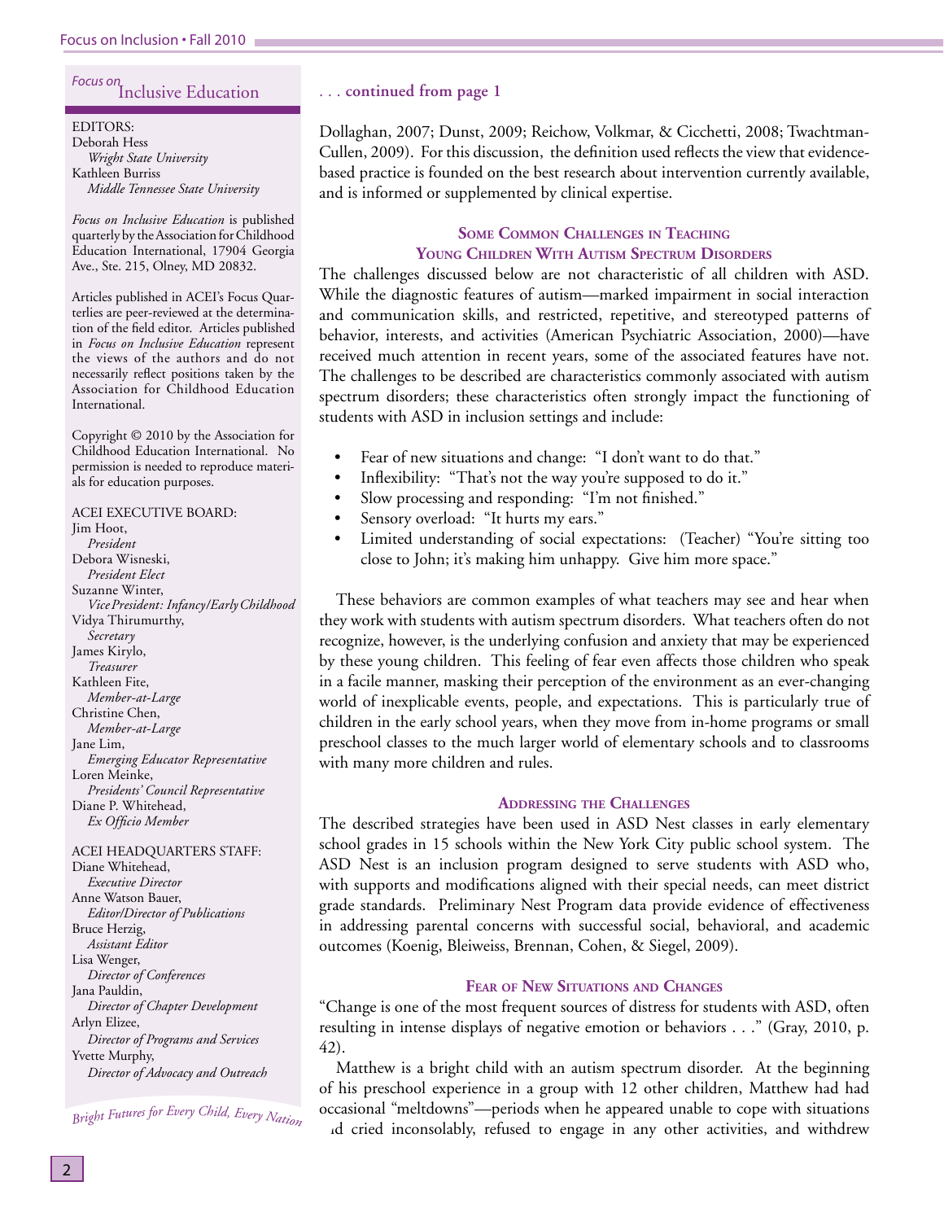## *Focus on* Inclusive Education

EDITORS:
Deborah Hess
*Wright State University*
Kathleen Burriss
*Middle Tennessee State University*

*Focus on Inclusive Education* is published quarterly by the Association for Childhood Education International, 17904 Georgia Ave., Ste. 215, Olney, MD 20832.

Articles published in ACEI's Focus Quarterlies are peer-reviewed at the determination of the field editor. Articles published in *Focus on Inclusive Education* represent the views of the authors and do not necessarily reflect positions taken by the Association for Childhood Education International.

Copyright © 2010 by the Association for Childhood Education International. No permission is needed to reproduce materials for education purposes.

ACEI EXECUTIVE BOARD:
Jim Hoot,
*President*
Debora Wisneski,
*President Elect*
Suzanne Winter,
*Vice President: Infancy/Early Childhood*
Vidya Thirumurthy,
*Secretary*
James Kirylo,
*Treasurer*
Kathleen Fite,
*Member-at-Large*
Christine Chen,
*Member-at-Large*
Jane Lim,
*Emerging Educator Representative*
Loren Meinke,
*Presidents' Council Representative*
Diane P. Whitehead,
*Ex Officio Member*

ACEI HEADQUARTERS STAFF:
Diane Whitehead,
*Executive Director*
Anne Watson Bauer,
*Editor/Director of Publications*
Bruce Herzig,
*Assistant Editor*
Lisa Wenger,
*Director of Conferences*
Jana Pauldin,
*Director of Chapter Development*
Arlyn Elizee,
*Director of Programs and Services*
Yvette Murphy,
*Director of Advocacy and Outreach*

*Bright Futures for Every Child, Every Nation*

. . . **continued from page 1**

Dollaghan, 2007; Dunst, 2009; Reichow, Volkmar, & Cicchetti, 2008; Twachtman-Cullen, 2009). For this discussion, the definition used reflects the view that evidence-based practice is founded on the best research about intervention currently available, and is informed or supplemented by clinical expertise.

### Some Common Challenges in Teaching Young Children With Autism Spectrum Disorders

The challenges discussed below are not characteristic of all children with ASD. While the diagnostic features of autism—marked impairment in social interaction and communication skills, and restricted, repetitive, and stereotyped patterns of behavior, interests, and activities (American Psychiatric Association, 2000)—have received much attention in recent years, some of the associated features have not. The challenges to be described are characteristics commonly associated with autism spectrum disorders; these characteristics often strongly impact the functioning of students with ASD in inclusion settings and include:

- Fear of new situations and change: "I don't want to do that."
- Inflexibility: "That's not the way you're supposed to do it."
- Slow processing and responding: "I'm not finished."
- Sensory overload: "It hurts my ears."
- Limited understanding of social expectations: (Teacher) "You're sitting too close to John; it's making him unhappy. Give him more space."

These behaviors are common examples of what teachers may see and hear when they work with students with autism spectrum disorders. What teachers often do not recognize, however, is the underlying confusion and anxiety that may be experienced by these young children. This feeling of fear even affects those children who speak in a facile manner, masking their perception of the environment as an ever-changing world of inexplicable events, people, and expectations. This is particularly true of children in the early school years, when they move from in-home programs or small preschool classes to the much larger world of elementary schools and to classrooms with many more children and rules.

### Addressing the Challenges

The described strategies have been used in ASD Nest classes in early elementary school grades in 15 schools within the New York City public school system. The ASD Nest is an inclusion program designed to serve students with ASD who, with supports and modifications aligned with their special needs, can meet district grade standards. Preliminary Nest Program data provide evidence of effectiveness in addressing parental concerns with successful social, behavioral, and academic outcomes (Koenig, Bleiweiss, Brennan, Cohen, & Siegel, 2009).

### Fear of New Situations and Changes

"Change is one of the most frequent sources of distress for students with ASD, often resulting in intense displays of negative emotion or behaviors . . ." (Gray, 2010, p. 42).

Matthew is a bright child with an autism spectrum disorder. At the beginning of his preschool experience in a group with 12 other children, Matthew had had occasional "meltdowns"—periods when he appeared unable to cope with situations and cried inconsolably, refused to engage in any other activities, and withdrew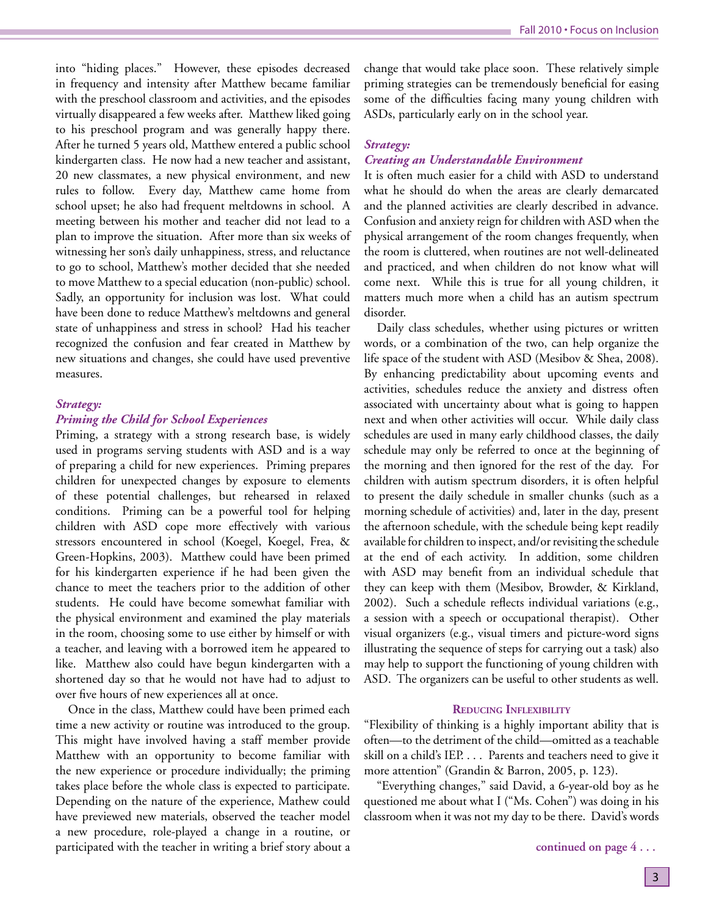into "hiding places." However, these episodes decreased in frequency and intensity after Matthew became familiar with the preschool classroom and activities, and the episodes virtually disappeared a few weeks after. Matthew liked going to his preschool program and was generally happy there. After he turned 5 years old, Matthew entered a public school kindergarten class. He now had a new teacher and assistant, 20 new classmates, a new physical environment, and new rules to follow. Every day, Matthew came home from school upset; he also had frequent meltdowns in school. A meeting between his mother and teacher did not lead to a plan to improve the situation. After more than six weeks of witnessing her son's daily unhappiness, stress, and reluctance to go to school, Matthew's mother decided that she needed to move Matthew to a special education (non-public) school. Sadly, an opportunity for inclusion was lost. What could have been done to reduce Matthew's meltdowns and general state of unhappiness and stress in school? Had his teacher recognized the confusion and fear created in Matthew by new situations and changes, she could have used preventive measures.

### *Strategy: Priming the Child for School Experiences*

Priming, a strategy with a strong research base, is widely used in programs serving students with ASD and is a way of preparing a child for new experiences. Priming prepares children for unexpected changes by exposure to elements of these potential challenges, but rehearsed in relaxed conditions. Priming can be a powerful tool for helping children with ASD cope more effectively with various stressors encountered in school (Koegel, Koegel, Frea, & Green-Hopkins, 2003). Matthew could have been primed for his kindergarten experience if he had been given the chance to meet the teachers prior to the addition of other students. He could have become somewhat familiar with the physical environment and examined the play materials in the room, choosing some to use either by himself or with a teacher, and leaving with a borrowed item he appeared to like. Matthew also could have begun kindergarten with a shortened day so that he would not have had to adjust to over five hours of new experiences all at once.

Once in the class, Matthew could have been primed each time a new activity or routine was introduced to the group. This might have involved having a staff member provide Matthew with an opportunity to become familiar with the new experience or procedure individually; the priming takes place before the whole class is expected to participate. Depending on the nature of the experience, Mathew could have previewed new materials, observed the teacher model a new procedure, role-played a change in a routine, or participated with the teacher in writing a brief story about a change that would take place soon. These relatively simple priming strategies can be tremendously beneficial for easing some of the difficulties facing many young children with ASDs, particularly early on in the school year.

### *Strategy: Creating an Understandable Environment*

It is often much easier for a child with ASD to understand what he should do when the areas are clearly demarcated and the planned activities are clearly described in advance. Confusion and anxiety reign for children with ASD when the physical arrangement of the room changes frequently, when the room is cluttered, when routines are not well-delineated and practiced, and when children do not know what will come next. While this is true for all young children, it matters much more when a child has an autism spectrum disorder.

Daily class schedules, whether using pictures or written words, or a combination of the two, can help organize the life space of the student with ASD (Mesibov & Shea, 2008). By enhancing predictability about upcoming events and activities, schedules reduce the anxiety and distress often associated with uncertainty about what is going to happen next and when other activities will occur. While daily class schedules are used in many early childhood classes, the daily schedule may only be referred to once at the beginning of the morning and then ignored for the rest of the day. For children with autism spectrum disorders, it is often helpful to present the daily schedule in smaller chunks (such as a morning schedule of activities) and, later in the day, present the afternoon schedule, with the schedule being kept readily available for children to inspect, and/or revisiting the schedule at the end of each activity. In addition, some children with ASD may benefit from an individual schedule that they can keep with them (Mesibov, Browder, & Kirkland, 2002). Such a schedule reflects individual variations (e.g., a session with a speech or occupational therapist). Other visual organizers (e.g., visual timers and picture-word signs illustrating the sequence of steps for carrying out a task) also may help to support the functioning of young children with ASD. The organizers can be useful to other students as well.

## Reducing Inflexibility

"Flexibility of thinking is a highly important ability that is often—to the detriment of the child—omitted as a teachable skill on a child's IEP. . . . Parents and teachers need to give it more attention" (Grandin & Barron, 2005, p. 123).

"Everything changes," said David, a 6-year-old boy as he questioned me about what I ("Ms. Cohen") was doing in his classroom when it was not my day to be there. David's words

**continued on page 4 . . .**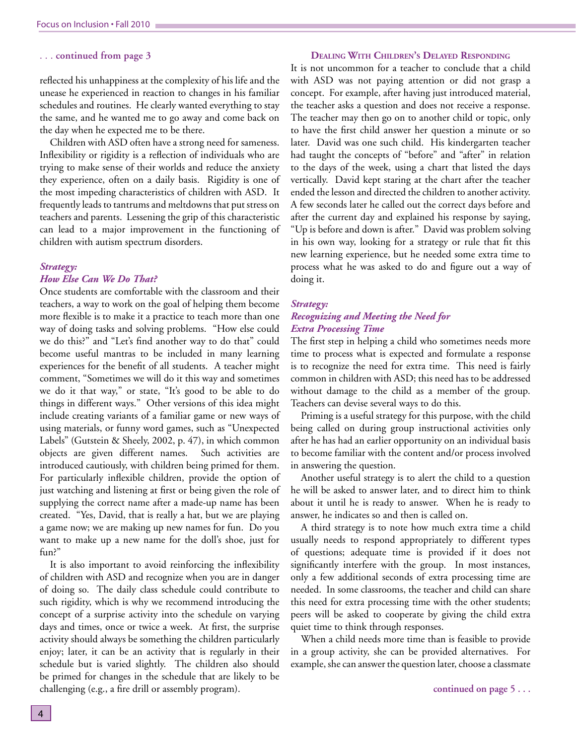. . . **continued from page 3**

reflected his unhappiness at the complexity of his life and the unease he experienced in reaction to changes in his familiar schedules and routines. He clearly wanted everything to stay the same, and he wanted me to go away and come back on the day when he expected me to be there.

Children with ASD often have a strong need for sameness. Inflexibility or rigidity is a reflection of individuals who are trying to make sense of their worlds and reduce the anxiety they experience, often on a daily basis. Rigidity is one of the most impeding characteristics of children with ASD. It frequently leads to tantrums and meltdowns that put stress on teachers and parents. Lessening the grip of this characteristic can lead to a major improvement in the functioning of children with autism spectrum disorders.

### *Strategy: How Else Can We Do That?*

Once students are comfortable with the classroom and their teachers, a way to work on the goal of helping them become more flexible is to make it a practice to teach more than one way of doing tasks and solving problems. "How else could we do this?" and "Let's find another way to do that" could become useful mantras to be included in many learning experiences for the benefit of all students. A teacher might comment, "Sometimes we will do it this way and sometimes we do it that way," or state, "It's good to be able to do things in different ways." Other versions of this idea might include creating variants of a familiar game or new ways of using materials, or funny word games, such as "Unexpected Labels" (Gutstein & Sheely, 2002, p. 47), in which common objects are given different names. Such activities are introduced cautiously, with children being primed for them. For particularly inflexible children, provide the option of just watching and listening at first or being given the role of supplying the correct name after a made-up name has been created. "Yes, David, that is really a hat, but we are playing a game now; we are making up new names for fun. Do you want to make up a new name for the doll's shoe, just for fun?"

It is also important to avoid reinforcing the inflexibility of children with ASD and recognize when you are in danger of doing so. The daily class schedule could contribute to such rigidity, which is why we recommend introducing the concept of a surprise activity into the schedule on varying days and times, once or twice a week. At first, the surprise activity should always be something the children particularly enjoy; later, it can be an activity that is regularly in their schedule but is varied slightly. The children also should be primed for changes in the schedule that are likely to be challenging (e.g., a fire drill or assembly program).

## Dealing With Children's Delayed Responding

It is not uncommon for a teacher to conclude that a child with ASD was not paying attention or did not grasp a concept. For example, after having just introduced material, the teacher asks a question and does not receive a response. The teacher may then go on to another child or topic, only to have the first child answer her question a minute or so later. David was one such child. His kindergarten teacher had taught the concepts of "before" and "after" in relation to the days of the week, using a chart that listed the days vertically. David kept staring at the chart after the teacher ended the lesson and directed the children to another activity. A few seconds later he called out the correct days before and after the current day and explained his response by saying, "Up is before and down is after." David was problem solving in his own way, looking for a strategy or rule that fit this new learning experience, but he needed some extra time to process what he was asked to do and figure out a way of doing it.

### *Strategy: Recognizing and Meeting the Need for Extra Processing Time*

The first step in helping a child who sometimes needs more time to process what is expected and formulate a response is to recognize the need for extra time. This need is fairly common in children with ASD; this need has to be addressed without damage to the child as a member of the group. Teachers can devise several ways to do this.

Priming is a useful strategy for this purpose, with the child being called on during group instructional activities only after he has had an earlier opportunity on an individual basis to become familiar with the content and/or process involved in answering the question.

Another useful strategy is to alert the child to a question he will be asked to answer later, and to direct him to think about it until he is ready to answer. When he is ready to answer, he indicates so and then is called on.

A third strategy is to note how much extra time a child usually needs to respond appropriately to different types of questions; adequate time is provided if it does not significantly interfere with the group. In most instances, only a few additional seconds of extra processing time are needed. In some classrooms, the teacher and child can share this need for extra processing time with the other students; peers will be asked to cooperate by giving the child extra quiet time to think through responses.

When a child needs more time than is feasible to provide in a group activity, she can be provided alternatives. For example, she can answer the question later, choose a classmate

**continued on page 5 . . .**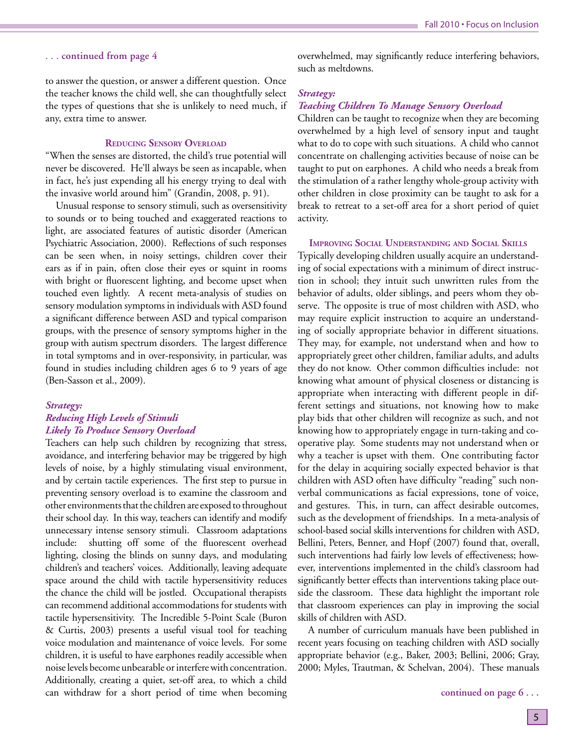*. . . continued from page 4*

to answer the question, or answer a different question. Once the teacher knows the child well, she can thoughtfully select the types of questions that she is unlikely to need much, if any, extra time to answer.

### Reducing Sensory Overload

"When the senses are distorted, the child's true potential will never be discovered. He'll always be seen as incapable, when in fact, he's just expending all his energy trying to deal with the invasive world around him" (Grandin, 2008, p. 91).

Unusual response to sensory stimuli, such as oversensitivity to sounds or to being touched and exaggerated reactions to light, are associated features of autistic disorder (American Psychiatric Association, 2000). Reflections of such responses can be seen when, in noisy settings, children cover their ears as if in pain, often close their eyes or squint in rooms with bright or fluorescent lighting, and become upset when touched even lightly. A recent meta-analysis of studies on sensory modulation symptoms in individuals with ASD found a significant difference between ASD and typical comparison groups, with the presence of sensory symptoms higher in the group with autism spectrum disorders. The largest difference in total symptoms and in over-responsivity, in particular, was found in studies including children ages 6 to 9 years of age (Ben-Sasson et al., 2009).

***Strategy:***
***Reducing High Levels of Stimuli Likely To Produce Sensory Overload***

Teachers can help such children by recognizing that stress, avoidance, and interfering behavior may be triggered by high levels of noise, by a highly stimulating visual environment, and by certain tactile experiences. The first step to pursue in preventing sensory overload is to examine the classroom and other environments that the children are exposed to throughout their school day. In this way, teachers can identify and modify unnecessary intense sensory stimuli. Classroom adaptations include: shutting off some of the fluorescent overhead lighting, closing the blinds on sunny days, and modulating children's and teachers' voices. Additionally, leaving adequate space around the child with tactile hypersensitivity reduces the chance the child will be jostled. Occupational therapists can recommend additional accommodations for students with tactile hypersensitivity. The Incredible 5-Point Scale (Buron & Curtis, 2003) presents a useful visual tool for teaching voice modulation and maintenance of voice levels. For some children, it is useful to have earphones readily accessible when noise levels become unbearable or interfere with concentration. Additionally, creating a quiet, set-off area, to which a child can withdraw for a short period of time when becoming overwhelmed, may significantly reduce interfering behaviors, such as meltdowns.

***Strategy:***
***Teaching Children To Manage Sensory Overload***

Children can be taught to recognize when they are becoming overwhelmed by a high level of sensory input and taught what to do to cope with such situations. A child who cannot concentrate on challenging activities because of noise can be taught to put on earphones. A child who needs a break from the stimulation of a rather lengthy whole-group activity with other children in close proximity can be taught to ask for a break to retreat to a set-off area for a short period of quiet activity.

### Improving Social Understanding and Social Skills

Typically developing children usually acquire an understanding of social expectations with a minimum of direct instruction in school; they intuit such unwritten rules from the behavior of adults, older siblings, and peers whom they observe. The opposite is true of most children with ASD, who may require explicit instruction to acquire an understanding of socially appropriate behavior in different situations. They may, for example, not understand when and how to appropriately greet other children, familiar adults, and adults they do not know. Other common difficulties include: not knowing what amount of physical closeness or distancing is appropriate when interacting with different people in different settings and situations, not knowing how to make play bids that other children will recognize as such, and not knowing how to appropriately engage in turn-taking and cooperative play. Some students may not understand when or why a teacher is upset with them. One contributing factor for the delay in acquiring socially expected behavior is that children with ASD often have difficulty "reading" such nonverbal communications as facial expressions, tone of voice, and gestures. This, in turn, can affect desirable outcomes, such as the development of friendships. In a meta-analysis of school-based social skills interventions for children with ASD, Bellini, Peters, Benner, and Hopf (2007) found that, overall, such interventions had fairly low levels of effectiveness; however, interventions implemented in the child's classroom had significantly better effects than interventions taking place outside the classroom. These data highlight the important role that classroom experiences can play in improving the social skills of children with ASD.

A number of curriculum manuals have been published in recent years focusing on teaching children with ASD socially appropriate behavior (e.g., Baker, 2003; Bellini, 2006; Gray, 2000; Myles, Trautman, & Schelvan, 2004). These manuals

*continued on page 6 . . .*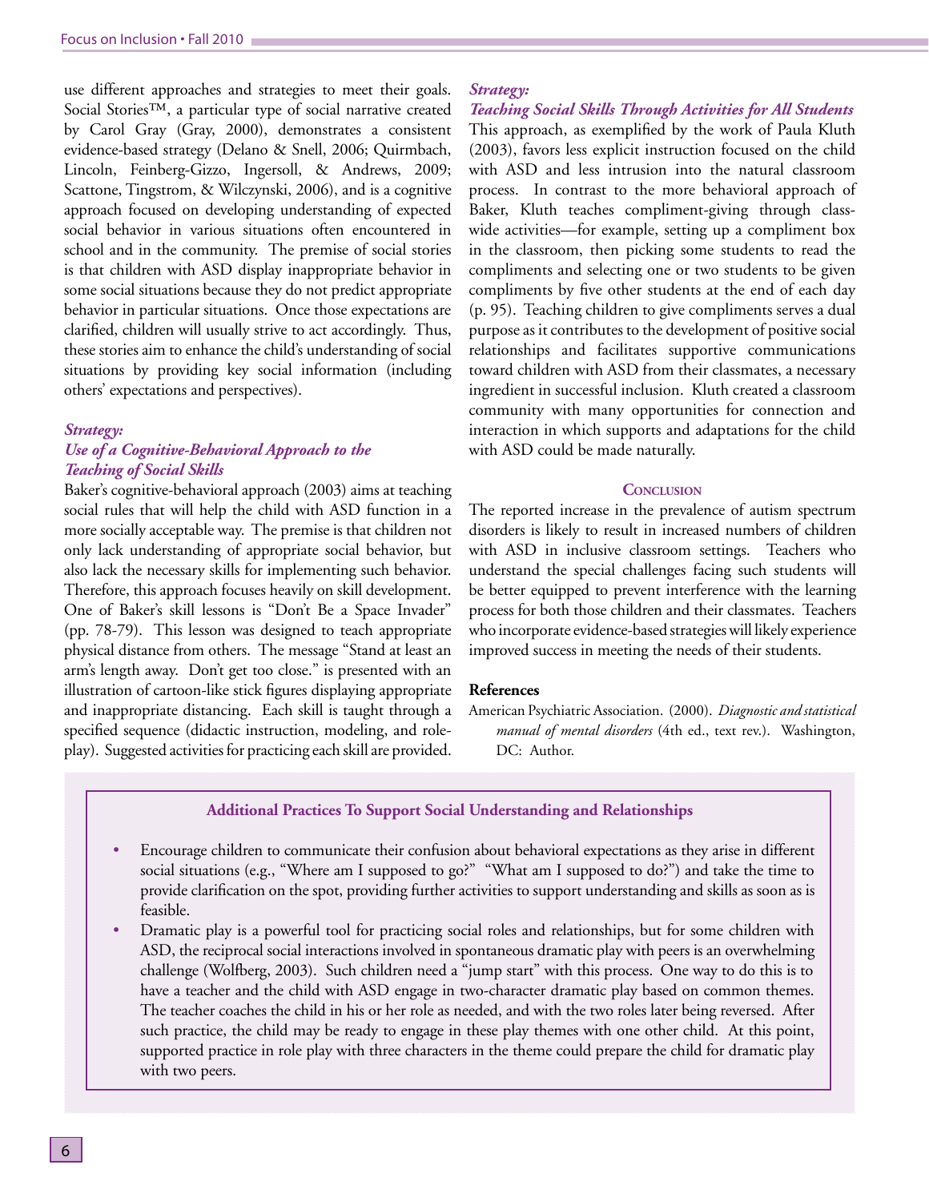use different approaches and strategies to meet their goals. Social Stories™, a particular type of social narrative created by Carol Gray (Gray, 2000), demonstrates a consistent evidence-based strategy (Delano & Snell, 2006; Quirmbach, Lincoln, Feinberg-Gizzo, Ingersoll, & Andrews, 2009; Scattone, Tingstrom, & Wilczynski, 2006), and is a cognitive approach focused on developing understanding of expected social behavior in various situations often encountered in school and in the community. The premise of social stories is that children with ASD display inappropriate behavior in some social situations because they do not predict appropriate behavior in particular situations. Once those expectations are clarified, children will usually strive to act accordingly. Thus, these stories aim to enhance the child's understanding of social situations by providing key social information (including others' expectations and perspectives).

### *Strategy: Use of a Cognitive-Behavioral Approach to the Teaching of Social Skills*

Baker's cognitive-behavioral approach (2003) aims at teaching social rules that will help the child with ASD function in a more socially acceptable way. The premise is that children not only lack understanding of appropriate social behavior, but also lack the necessary skills for implementing such behavior. Therefore, this approach focuses heavily on skill development. One of Baker's skill lessons is "Don't Be a Space Invader" (pp. 78-79). This lesson was designed to teach appropriate physical distance from others. The message "Stand at least an arm's length away. Don't get too close." is presented with an illustration of cartoon-like stick figures displaying appropriate and inappropriate distancing. Each skill is taught through a specified sequence (didactic instruction, modeling, and role-play). Suggested activities for practicing each skill are provided.

### *Strategy: Teaching Social Skills Through Activities for All Students*

This approach, as exemplified by the work of Paula Kluth (2003), favors less explicit instruction focused on the child with ASD and less intrusion into the natural classroom process. In contrast to the more behavioral approach of Baker, Kluth teaches compliment-giving through class-wide activities—for example, setting up a compliment box in the classroom, then picking some students to read the compliments and selecting one or two students to be given compliments by five other students at the end of each day (p. 95). Teaching children to give compliments serves a dual purpose as it contributes to the development of positive social relationships and facilitates supportive communications toward children with ASD from their classmates, a necessary ingredient in successful inclusion. Kluth created a classroom community with many opportunities for connection and interaction in which supports and adaptations for the child with ASD could be made naturally.

## Conclusion

The reported increase in the prevalence of autism spectrum disorders is likely to result in increased numbers of children with ASD in inclusive classroom settings. Teachers who understand the special challenges facing such students will be better equipped to prevent interference with the learning process for both those children and their classmates. Teachers who incorporate evidence-based strategies will likely experience improved success in meeting the needs of their students.

## References

American Psychiatric Association. (2000). *Diagnostic and statistical manual of mental disorders* (4th ed., text rev.). Washington, DC: Author.

---

**Additional Practices To Support Social Understanding and Relationships**

- Encourage children to communicate their confusion about behavioral expectations as they arise in different social situations (e.g., "Where am I supposed to go?" "What am I supposed to do?") and take the time to provide clarification on the spot, providing further activities to support understanding and skills as soon as is feasible.
- Dramatic play is a powerful tool for practicing social roles and relationships, but for some children with ASD, the reciprocal social interactions involved in spontaneous dramatic play with peers is an overwhelming challenge (Wolfberg, 2003). Such children need a "jump start" with this process. One way to do this is to have a teacher and the child with ASD engage in two-character dramatic play based on common themes. The teacher coaches the child in his or her role as needed, and with the two roles later being reversed. After such practice, the child may be ready to engage in these play themes with one other child. At this point, supported practice in role play with three characters in the theme could prepare the child for dramatic play with two peers.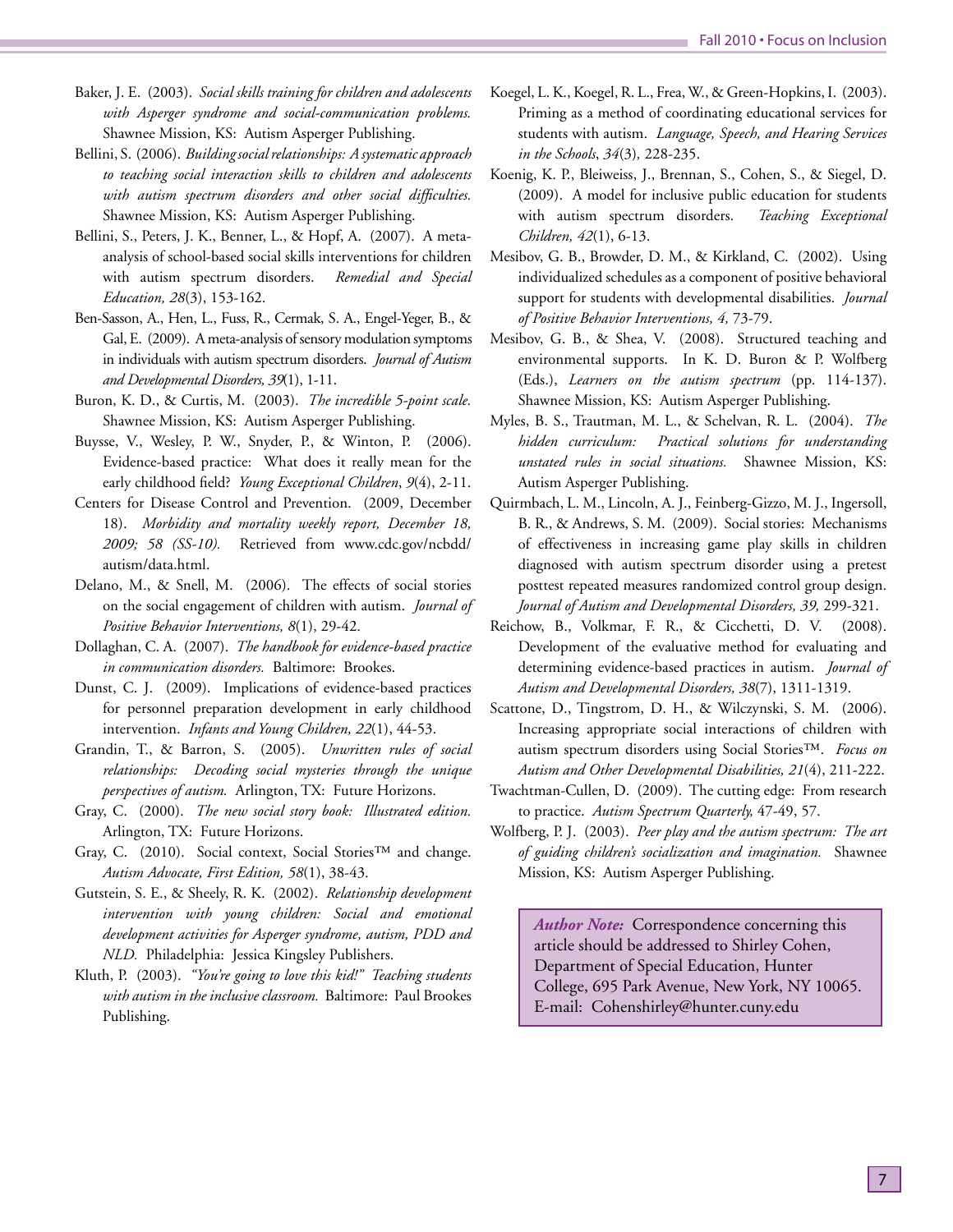Baker, J. E. (2003). *Social skills training for children and adolescents with Asperger syndrome and social-communication problems.* Shawnee Mission, KS: Autism Asperger Publishing.

Bellini, S. (2006). *Building social relationships: A systematic approach to teaching social interaction skills to children and adolescents with autism spectrum disorders and other social difficulties.* Shawnee Mission, KS: Autism Asperger Publishing.

Bellini, S., Peters, J. K., Benner, L., & Hopf, A. (2007). A meta-analysis of school-based social skills interventions for children with autism spectrum disorders. *Remedial and Special Education, 28*(3), 153-162.

Ben-Sasson, A., Hen, L., Fuss, R., Cermak, S. A., Engel-Yeger, B., & Gal, E. (2009). A meta-analysis of sensory modulation symptoms in individuals with autism spectrum disorders. *Journal of Autism and Developmental Disorders, 39*(1), 1-11.

Buron, K. D., & Curtis, M. (2003). *The incredible 5-point scale.* Shawnee Mission, KS: Autism Asperger Publishing.

Buysse, V., Wesley, P. W., Snyder, P., & Winton, P. (2006). Evidence-based practice: What does it really mean for the early childhood field? *Young Exceptional Children*, *9*(4), 2-11.

Centers for Disease Control and Prevention. (2009, December 18). *Morbidity and mortality weekly report, December 18, 2009; 58 (SS-10).* Retrieved from www.cdc.gov/ncbdd/autism/data.html.

Delano, M., & Snell, M. (2006). The effects of social stories on the social engagement of children with autism. *Journal of Positive Behavior Interventions, 8*(1), 29-42.

Dollaghan, C. A. (2007). *The handbook for evidence-based practice in communication disorders.* Baltimore: Brookes.

Dunst, C. J. (2009). Implications of evidence-based practices for personnel preparation development in early childhood intervention. *Infants and Young Children, 22*(1), 44-53.

Grandin, T., & Barron, S. (2005). *Unwritten rules of social relationships: Decoding social mysteries through the unique perspectives of autism.* Arlington, TX: Future Horizons.

Gray, C. (2000). *The new social story book: Illustrated edition.* Arlington, TX: Future Horizons.

Gray, C. (2010). Social context, Social Stories™ and change. *Autism Advocate, First Edition, 58*(1), 38-43.

Gutstein, S. E., & Sheely, R. K. (2002). *Relationship development intervention with young children: Social and emotional development activities for Asperger syndrome, autism, PDD and NLD.* Philadelphia: Jessica Kingsley Publishers.

Kluth, P. (2003). *"You're going to love this kid!" Teaching students with autism in the inclusive classroom.* Baltimore: Paul Brookes Publishing.

Koegel, L. K., Koegel, R. L., Frea, W., & Green-Hopkins, I. (2003). Priming as a method of coordinating educational services for students with autism. *Language, Speech, and Hearing Services in the Schools*, *34*(3), 228-235.

Koenig, K. P., Bleiweiss, J., Brennan, S., Cohen, S., & Siegel, D. (2009). A model for inclusive public education for students with autism spectrum disorders. *Teaching Exceptional Children, 42*(1), 6-13.

Mesibov, G. B., Browder, D. M., & Kirkland, C. (2002). Using individualized schedules as a component of positive behavioral support for students with developmental disabilities. *Journal of Positive Behavior Interventions, 4,* 73-79.

Mesibov, G. B., & Shea, V. (2008). Structured teaching and environmental supports. In K. D. Buron & P. Wolfberg (Eds.), *Learners on the autism spectrum* (pp. 114-137). Shawnee Mission, KS: Autism Asperger Publishing.

Myles, B. S., Trautman, M. L., & Schelvan, R. L. (2004). *The hidden curriculum: Practical solutions for understanding unstated rules in social situations.* Shawnee Mission, KS: Autism Asperger Publishing.

Quirmbach, L. M., Lincoln, A. J., Feinberg-Gizzo, M. J., Ingersoll, B. R., & Andrews, S. M. (2009). Social stories: Mechanisms of effectiveness in increasing game play skills in children diagnosed with autism spectrum disorder using a pretest posttest repeated measures randomized control group design. *Journal of Autism and Developmental Disorders, 39,* 299-321.

Reichow, B., Volkmar, F. R., & Cicchetti, D. V. (2008). Development of the evaluative method for evaluating and determining evidence-based practices in autism. *Journal of Autism and Developmental Disorders, 38*(7), 1311-1319.

Scattone, D., Tingstrom, D. H., & Wilczynski, S. M. (2006). Increasing appropriate social interactions of children with autism spectrum disorders using Social Stories™. *Focus on Autism and Other Developmental Disabilities, 21*(4), 211-222.

Twachtman-Cullen, D. (2009). The cutting edge: From research to practice. *Autism Spectrum Quarterly,* 47-49, 57.

Wolfberg, P. J. (2003). *Peer play and the autism spectrum: The art of guiding children's socialization and imagination.* Shawnee Mission, KS: Autism Asperger Publishing.

***Author Note:*** Correspondence concerning this article should be addressed to Shirley Cohen, Department of Special Education, Hunter College, 695 Park Avenue, New York, NY 10065. E-mail: Cohenshirley@hunter.cuny.edu